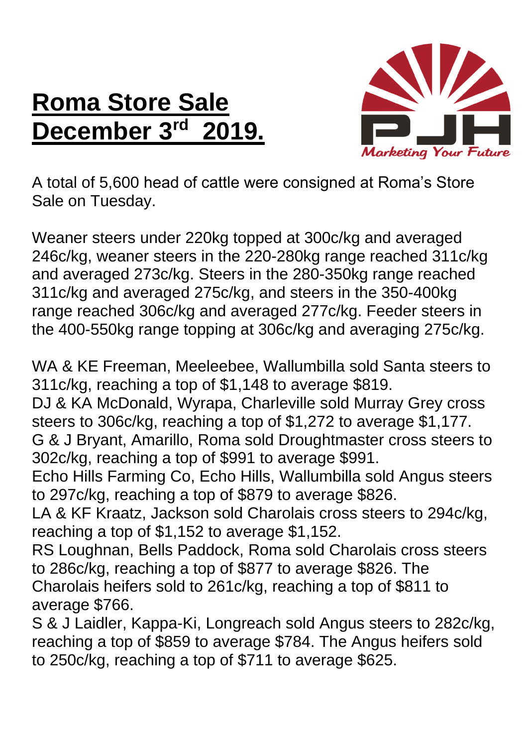# Roma Store Sale December 3rd 2019.

PJH Marketing Your Future

A total of 5,600 head of cattle were consigned at Roma's Store Sale on Tuesday.

Weaner steers under 220kg topped at 300c/kg and averaged 246c/kg, weaner steers in the 220-280kg range reached 311c/kg and averaged 273c/kg. Steers in the 280-350kg range reached 311c/kg and averaged 275c/kg, and steers in the 350-400kg range reached 306c/kg and averaged 277c/kg. Feeder steers in the 400-550kg range topping at 306c/kg and averaging 275c/kg.

WA & KE Freeman, Meeleebee, Wallumbilla sold Santa steers to 311c/kg, reaching a top of $1,148 to average $819.
DJ & KA McDonald, Wyrapa, Charleville sold Murray Grey cross steers to 306c/kg, reaching a top of $1,272 to average $1,177.
G & J Bryant, Amarillo, Roma sold Droughtmaster cross steers to 302c/kg, reaching a top of $991 to average $991.
Echo Hills Farming Co, Echo Hills, Wallumbilla sold Angus steers to 297c/kg, reaching a top of $879 to average $826.
LA & KF Kraatz, Jackson sold Charolais cross steers to 294c/kg, reaching a top of $1,152 to average $1,152.
RS Loughnan, Bells Paddock, Roma sold Charolais cross steers to 286c/kg, reaching a top of $877 to average $826. The Charolais heifers sold to 261c/kg, reaching a top of $811 to average $766.
S & J Laidler, Kappa-Ki, Longreach sold Angus steers to 282c/kg, reaching a top of $859 to average $784. The Angus heifers sold to 250c/kg, reaching a top of $711 to average $625.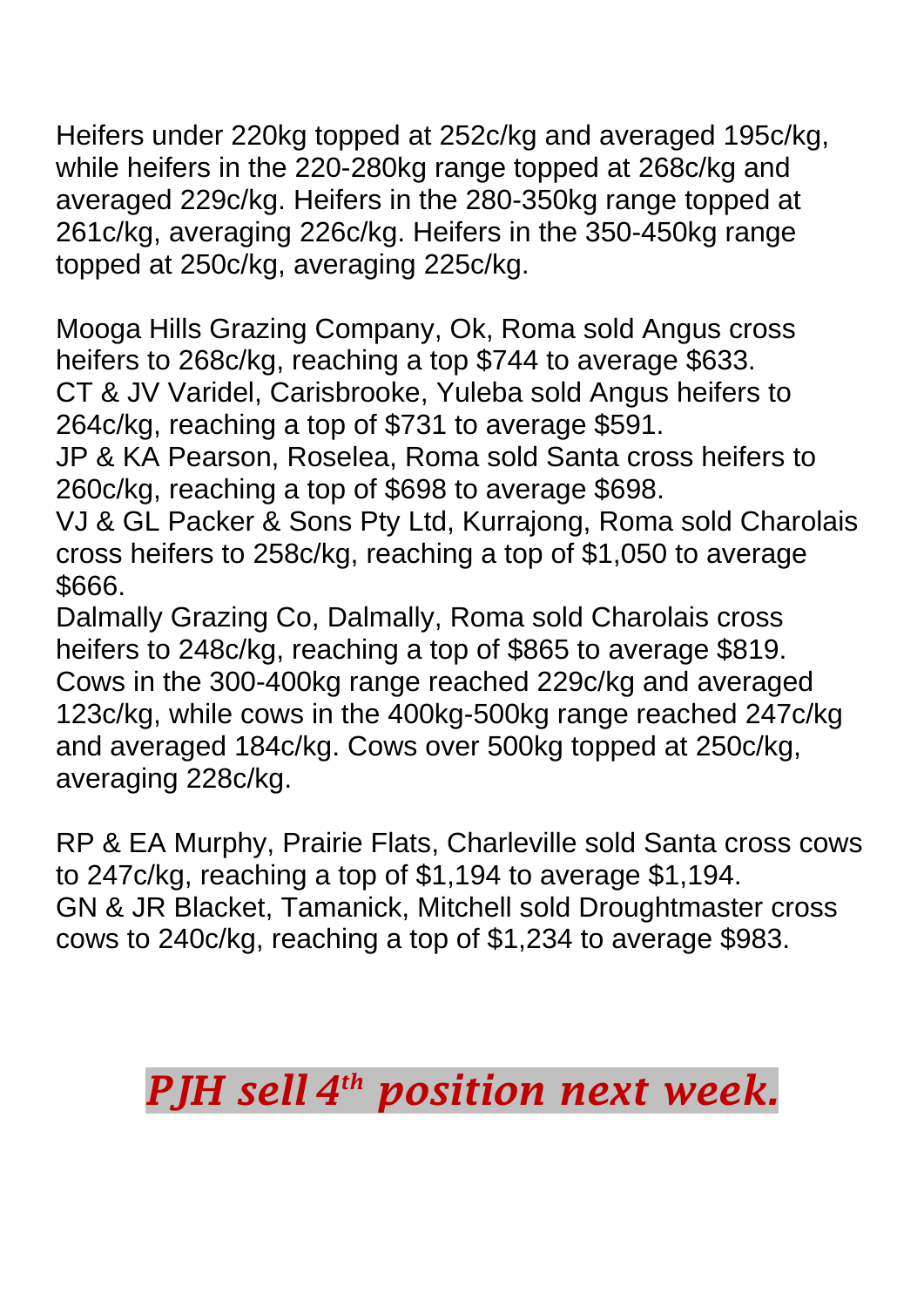Heifers under 220kg topped at 252c/kg and averaged 195c/kg, while heifers in the 220-280kg range topped at 268c/kg and averaged 229c/kg. Heifers in the 280-350kg range topped at 261c/kg, averaging 226c/kg. Heifers in the 350-450kg range topped at 250c/kg, averaging 225c/kg.

Mooga Hills Grazing Company, Ok, Roma sold Angus cross heifers to 268c/kg, reaching a top $744 to average $633.
CT & JV Varidel, Carisbrooke, Yuleba sold Angus heifers to 264c/kg, reaching a top of $731 to average $591.
JP & KA Pearson, Roselea, Roma sold Santa cross heifers to 260c/kg, reaching a top of $698 to average $698.
VJ & GL Packer & Sons Pty Ltd, Kurrajong, Roma sold Charolais cross heifers to 258c/kg, reaching a top of $1,050 to average $666.
Dalmally Grazing Co, Dalmally, Roma sold Charolais cross heifers to 248c/kg, reaching a top of $865 to average $819.
Cows in the 300-400kg range reached 229c/kg and averaged 123c/kg, while cows in the 400kg-500kg range reached 247c/kg and averaged 184c/kg. Cows over 500kg topped at 250c/kg, averaging 228c/kg.

RP & EA Murphy, Prairie Flats, Charleville sold Santa cross cows to 247c/kg, reaching a top of $1,194 to average $1,194.
GN & JR Blacket, Tamanick, Mitchell sold Droughtmaster cross cows to 240c/kg, reaching a top of $1,234 to average $983.

***PJH sell 4th position next week.***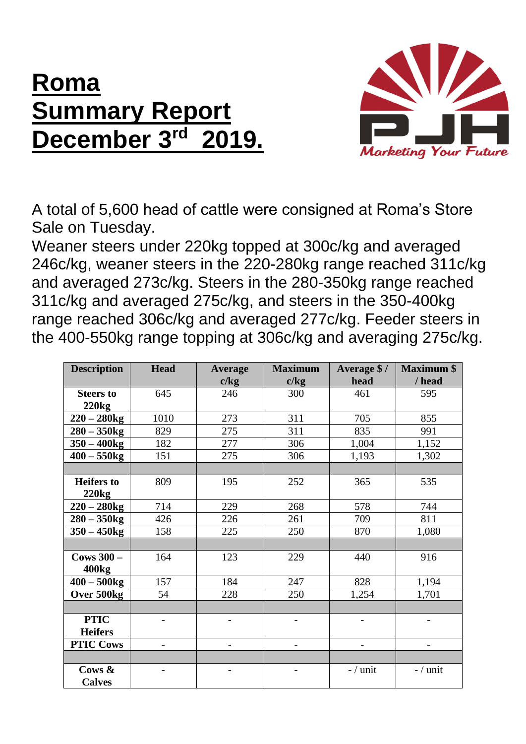# Roma Summary Report December 3rd 2019.

PJH
*Marketing Your Future*

A total of 5,600 head of cattle were consigned at Roma's Store Sale on Tuesday.

Weaner steers under 220kg topped at 300c/kg and averaged 246c/kg, weaner steers in the 220-280kg range reached 311c/kg and averaged 273c/kg. Steers in the 280-350kg range reached 311c/kg and averaged 275c/kg, and steers in the 350-400kg range reached 306c/kg and averaged 277c/kg. Feeder steers in the 400-550kg range topping at 306c/kg and averaging 275c/kg.

| Description | Head | Average c/kg | Maximum c/kg | Average $ / head | Maximum $ / head |
|---|---|---|---|---|---|
| **Steers to 220kg** | 645 | 246 | 300 | 461 | 595 |
| **220 – 280kg** | 1010 | 273 | 311 | 705 | 855 |
| **280 – 350kg** | 829 | 275 | 311 | 835 | 991 |
| **350 – 400kg** | 182 | 277 | 306 | 1,004 | 1,152 |
| **400 – 550kg** | 151 | 275 | 306 | 1,193 | 1,302 |
| | | | | | |
| **Heifers to 220kg** | 809 | 195 | 252 | 365 | 535 |
| **220 – 280kg** | 714 | 229 | 268 | 578 | 744 |
| **280 – 350kg** | 426 | 226 | 261 | 709 | 811 |
| **350 – 450kg** | 158 | 225 | 250 | 870 | 1,080 |
| | | | | | |
| **Cows 300 – 400kg** | 164 | 123 | 229 | 440 | 916 |
| **400 – 500kg** | 157 | 184 | 247 | 828 | 1,194 |
| **Over 500kg** | 54 | 228 | 250 | 1,254 | 1,701 |
| | | | | | |
| **PTIC Heifers** | - | - | - | - | - |
| **PTIC Cows** | - | - | - | - | - |
| | | | | | |
| **Cows & Calves** | - | - | - | - / unit | - / unit |